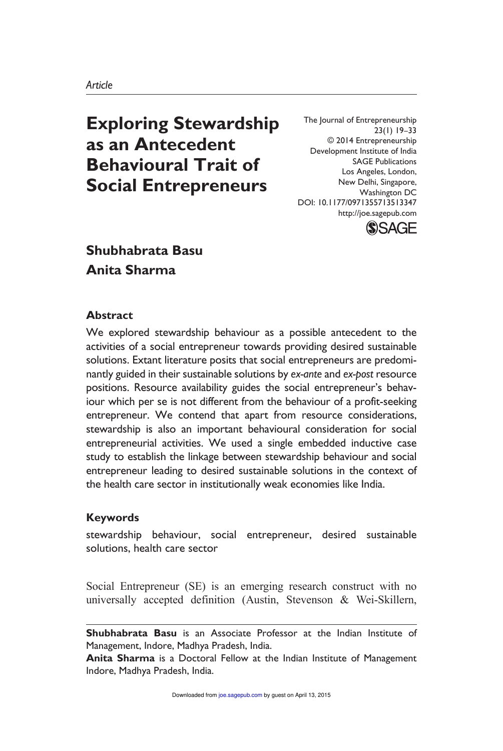*Article*

# Exploring Stewardship as an Antecedent Behavioural Trait of Social Entrepreneurs

The Journal of Entrepreneurship
23(1) 19–33
© 2014 Entrepreneurship Development Institute of India
SAGE Publications
Los Angeles, London, New Delhi, Singapore, Washington DC
DOI: 10.1177/0971355713513347
http://joe.sagepub.com

**Shubhabrata Basu**
**Anita Sharma**

## Abstract

We explored stewardship behaviour as a possible antecedent to the activities of a social entrepreneur towards providing desired sustainable solutions. Extant literature posits that social entrepreneurs are predominantly guided in their sustainable solutions by *ex-ante* and *ex-post* resource positions. Resource availability guides the social entrepreneur's behaviour which per se is not different from the behaviour of a profit-seeking entrepreneur. We contend that apart from resource considerations, stewardship is also an important behavioural consideration for social entrepreneurial activities. We used a single embedded inductive case study to establish the linkage between stewardship behaviour and social entrepreneur leading to desired sustainable solutions in the context of the health care sector in institutionally weak economies like India.

## Keywords

stewardship behaviour, social entrepreneur, desired sustainable solutions, health care sector

Social Entrepreneur (SE) is an emerging research construct with no universally accepted definition (Austin, Stevenson & Wei-Skillern,

**Shubhabrata Basu** is an Associate Professor at the Indian Institute of Management, Indore, Madhya Pradesh, India.
**Anita Sharma** is a Doctoral Fellow at the Indian Institute of Management Indore, Madhya Pradesh, India.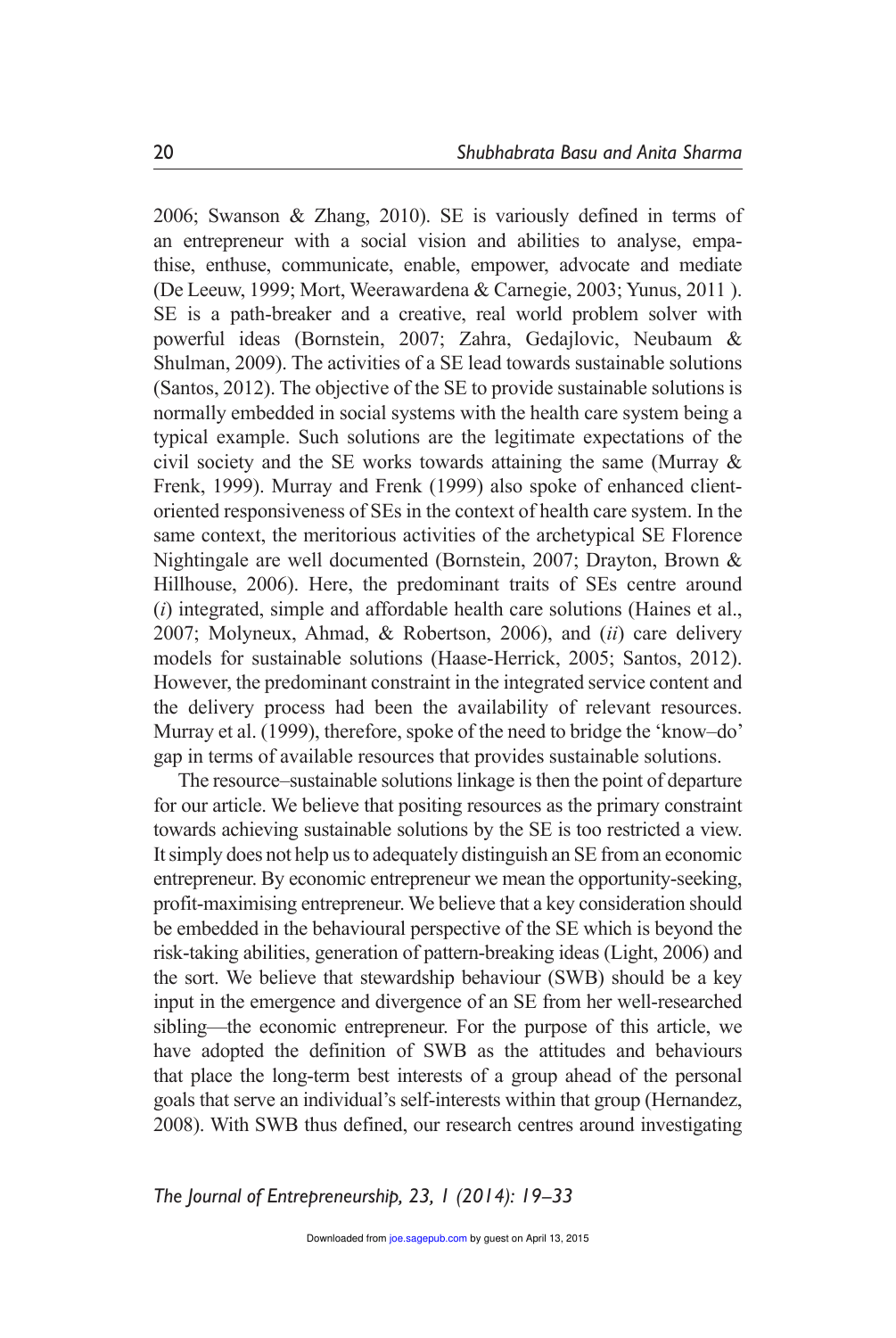2006; Swanson & Zhang, 2010). SE is variously defined in terms of an entrepreneur with a social vision and abilities to analyse, empathise, enthuse, communicate, enable, empower, advocate and mediate (De Leeuw, 1999; Mort, Weerawardena & Carnegie, 2003; Yunus, 2011 ). SE is a path-breaker and a creative, real world problem solver with powerful ideas (Bornstein, 2007; Zahra, Gedajlovic, Neubaum & Shulman, 2009). The activities of a SE lead towards sustainable solutions (Santos, 2012). The objective of the SE to provide sustainable solutions is normally embedded in social systems with the health care system being a typical example. Such solutions are the legitimate expectations of the civil society and the SE works towards attaining the same (Murray & Frenk, 1999). Murray and Frenk (1999) also spoke of enhanced client-oriented responsiveness of SEs in the context of health care system. In the same context, the meritorious activities of the archetypical SE Florence Nightingale are well documented (Bornstein, 2007; Drayton, Brown & Hillhouse, 2006). Here, the predominant traits of SEs centre around (*i*) integrated, simple and affordable health care solutions (Haines et al., 2007; Molyneux, Ahmad, & Robertson, 2006), and (*ii*) care delivery models for sustainable solutions (Haase-Herrick, 2005; Santos, 2012). However, the predominant constraint in the integrated service content and the delivery process had been the availability of relevant resources. Murray et al. (1999), therefore, spoke of the need to bridge the 'know–do' gap in terms of available resources that provides sustainable solutions.

The resource–sustainable solutions linkage is then the point of departure for our article. We believe that positing resources as the primary constraint towards achieving sustainable solutions by the SE is too restricted a view. It simply does not help us to adequately distinguish an SE from an economic entrepreneur. By economic entrepreneur we mean the opportunity-seeking, profit-maximising entrepreneur. We believe that a key consideration should be embedded in the behavioural perspective of the SE which is beyond the risk-taking abilities, generation of pattern-breaking ideas (Light, 2006) and the sort. We believe that stewardship behaviour (SWB) should be a key input in the emergence and divergence of an SE from her well-researched sibling—the economic entrepreneur. For the purpose of this article, we have adopted the definition of SWB as the attitudes and behaviours that place the long-term best interests of a group ahead of the personal goals that serve an individual's self-interests within that group (Hernandez, 2008). With SWB thus defined, our research centres around investigating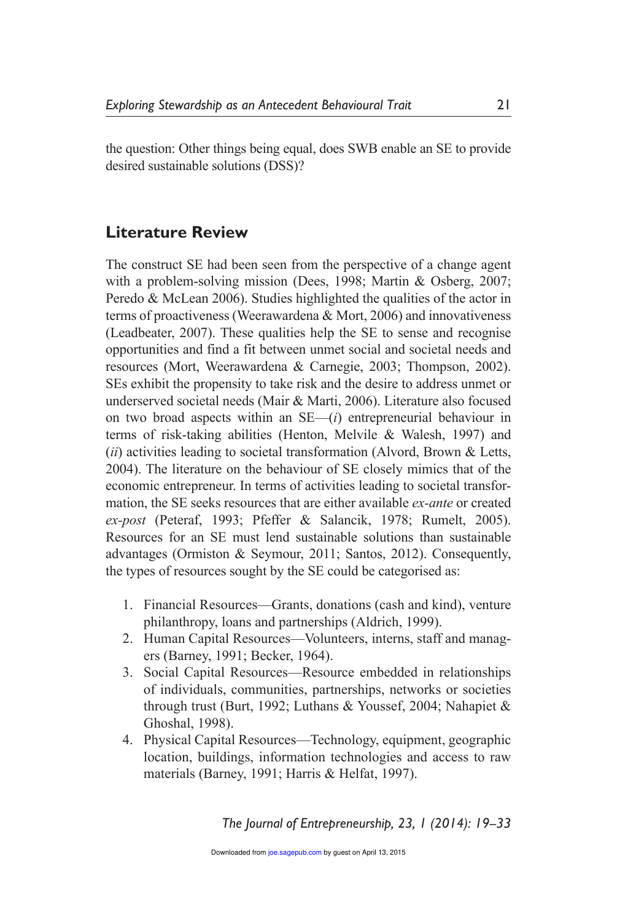the question: Other things being equal, does SWB enable an SE to provide desired sustainable solutions (DSS)?

## Literature Review

The construct SE had been seen from the perspective of a change agent with a problem-solving mission (Dees, 1998; Martin & Osberg, 2007; Peredo & McLean 2006). Studies highlighted the qualities of the actor in terms of proactiveness (Weerawardena & Mort, 2006) and innovativeness (Leadbeater, 2007). These qualities help the SE to sense and recognise opportunities and find a fit between unmet social and societal needs and resources (Mort, Weerawardena & Carnegie, 2003; Thompson, 2002). SEs exhibit the propensity to take risk and the desire to address unmet or underserved societal needs (Mair & Marti, 2006). Literature also focused on two broad aspects within an SE—(*i*) entrepreneurial behaviour in terms of risk-taking abilities (Henton, Melvile & Walesh, 1997) and (*ii*) activities leading to societal transformation (Alvord, Brown & Letts, 2004). The literature on the behaviour of SE closely mimics that of the economic entrepreneur. In terms of activities leading to societal transformation, the SE seeks resources that are either available *ex-ante* or created *ex-post* (Peteraf, 1993; Pfeffer & Salancik, 1978; Rumelt, 2005). Resources for an SE must lend sustainable solutions than sustainable advantages (Ormiston & Seymour, 2011; Santos, 2012). Consequently, the types of resources sought by the SE could be categorised as:

1. Financial Resources—Grants, donations (cash and kind), venture philanthropy, loans and partnerships (Aldrich, 1999).
2. Human Capital Resources—Volunteers, interns, staff and managers (Barney, 1991; Becker, 1964).
3. Social Capital Resources—Resource embedded in relationships of individuals, communities, partnerships, networks or societies through trust (Burt, 1992; Luthans & Youssef, 2004; Nahapiet & Ghoshal, 1998).
4. Physical Capital Resources—Technology, equipment, geographic location, buildings, information technologies and access to raw materials (Barney, 1991; Harris & Helfat, 1997).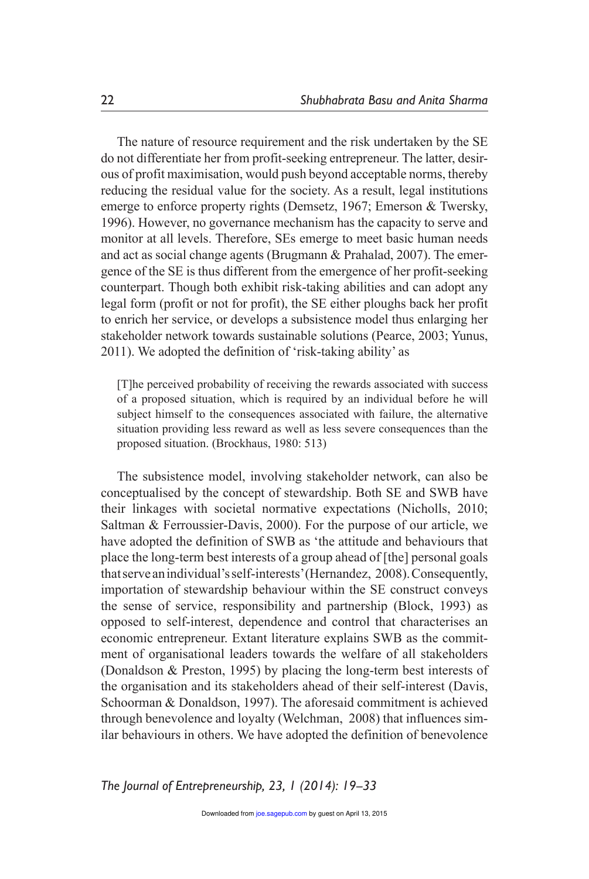The nature of resource requirement and the risk undertaken by the SE do not differentiate her from profit-seeking entrepreneur. The latter, desirous of profit maximisation, would push beyond acceptable norms, thereby reducing the residual value for the society. As a result, legal institutions emerge to enforce property rights (Demsetz, 1967; Emerson & Twersky, 1996). However, no governance mechanism has the capacity to serve and monitor at all levels. Therefore, SEs emerge to meet basic human needs and act as social change agents (Brugmann & Prahalad, 2007). The emergence of the SE is thus different from the emergence of her profit-seeking counterpart. Though both exhibit risk-taking abilities and can adopt any legal form (profit or not for profit), the SE either ploughs back her profit to enrich her service, or develops a subsistence model thus enlarging her stakeholder network towards sustainable solutions (Pearce, 2003; Yunus, 2011). We adopted the definition of 'risk-taking ability' as

> [T]he perceived probability of receiving the rewards associated with success of a proposed situation, which is required by an individual before he will subject himself to the consequences associated with failure, the alternative situation providing less reward as well as less severe consequences than the proposed situation. (Brockhaus, 1980: 513)

The subsistence model, involving stakeholder network, can also be conceptualised by the concept of stewardship. Both SE and SWB have their linkages with societal normative expectations (Nicholls, 2010; Saltman & Ferroussier-Davis, 2000). For the purpose of our article, we have adopted the definition of SWB as 'the attitude and behaviours that place the long-term best interests of a group ahead of [the] personal goals that serve an individual's self-interests' (Hernandez, 2008). Consequently, importation of stewardship behaviour within the SE construct conveys the sense of service, responsibility and partnership (Block, 1993) as opposed to self-interest, dependence and control that characterises an economic entrepreneur. Extant literature explains SWB as the commitment of organisational leaders towards the welfare of all stakeholders (Donaldson & Preston, 1995) by placing the long-term best interests of the organisation and its stakeholders ahead of their self-interest (Davis, Schoorman & Donaldson, 1997). The aforesaid commitment is achieved through benevolence and loyalty (Welchman, 2008) that influences similar behaviours in others. We have adopted the definition of benevolence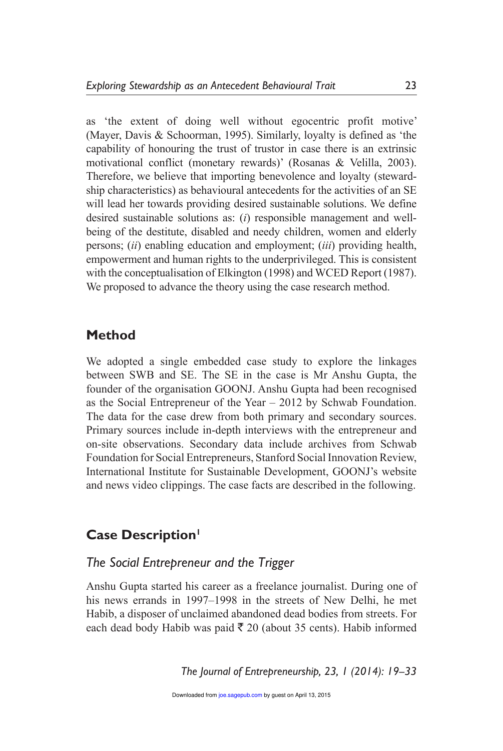as 'the extent of doing well without egocentric profit motive' (Mayer, Davis & Schoorman, 1995). Similarly, loyalty is defined as 'the capability of honouring the trust of trustor in case there is an extrinsic motivational conflict (monetary rewards)' (Rosanas & Velilla, 2003). Therefore, we believe that importing benevolence and loyalty (stewardship characteristics) as behavioural antecedents for the activities of an SE will lead her towards providing desired sustainable solutions. We define desired sustainable solutions as: (*i*) responsible management and well-being of the destitute, disabled and needy children, women and elderly persons; (*ii*) enabling education and employment; (*iii*) providing health, empowerment and human rights to the underprivileged. This is consistent with the conceptualisation of Elkington (1998) and WCED Report (1987). We proposed to advance the theory using the case research method.

## Method

We adopted a single embedded case study to explore the linkages between SWB and SE. The SE in the case is Mr Anshu Gupta, the founder of the organisation GOONJ. Anshu Gupta had been recognised as the Social Entrepreneur of the Year – 2012 by Schwab Foundation. The data for the case drew from both primary and secondary sources. Primary sources include in-depth interviews with the entrepreneur and on-site observations. Secondary data include archives from Schwab Foundation for Social Entrepreneurs, Stanford Social Innovation Review, International Institute for Sustainable Development, GOONJ's website and news video clippings. The case facts are described in the following.

## Case Description[1]

### *The Social Entrepreneur and the Trigger*

Anshu Gupta started his career as a freelance journalist. During one of his news errands in 1997–1998 in the streets of New Delhi, he met Habib, a disposer of unclaimed abandoned dead bodies from streets. For each dead body Habib was paid ₹ 20 (about 35 cents). Habib informed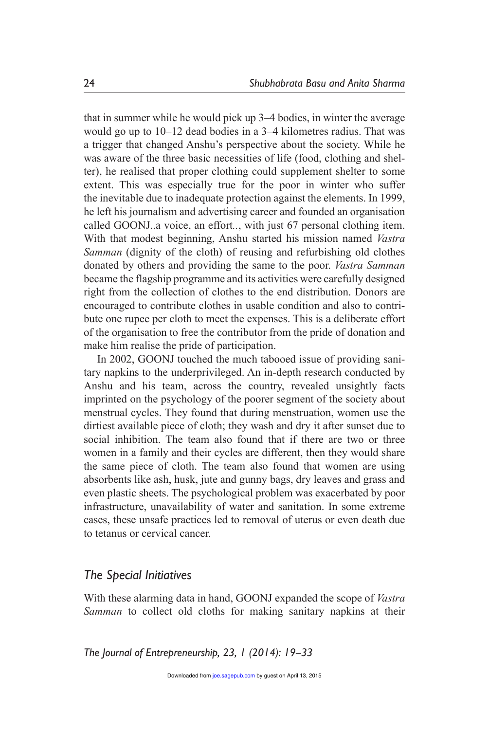that in summer while he would pick up 3–4 bodies, in winter the average would go up to 10–12 dead bodies in a 3–4 kilometres radius. That was a trigger that changed Anshu's perspective about the society. While he was aware of the three basic necessities of life (food, clothing and shelter), he realised that proper clothing could supplement shelter to some extent. This was especially true for the poor in winter who suffer the inevitable due to inadequate protection against the elements. In 1999, he left his journalism and advertising career and founded an organisation called GOONJ..a voice, an effort.., with just 67 personal clothing item. With that modest beginning, Anshu started his mission named *Vastra Samman* (dignity of the cloth) of reusing and refurbishing old clothes donated by others and providing the same to the poor. *Vastra Samman* became the flagship programme and its activities were carefully designed right from the collection of clothes to the end distribution. Donors are encouraged to contribute clothes in usable condition and also to contribute one rupee per cloth to meet the expenses. This is a deliberate effort of the organisation to free the contributor from the pride of donation and make him realise the pride of participation.

In 2002, GOONJ touched the much tabooed issue of providing sanitary napkins to the underprivileged. An in-depth research conducted by Anshu and his team, across the country, revealed unsightly facts imprinted on the psychology of the poorer segment of the society about menstrual cycles. They found that during menstruation, women use the dirtiest available piece of cloth; they wash and dry it after sunset due to social inhibition. The team also found that if there are two or three women in a family and their cycles are different, then they would share the same piece of cloth. The team also found that women are using absorbents like ash, husk, jute and gunny bags, dry leaves and grass and even plastic sheets. The psychological problem was exacerbated by poor infrastructure, unavailability of water and sanitation. In some extreme cases, these unsafe practices led to removal of uterus or even death due to tetanus or cervical cancer.

## *The Special Initiatives*

With these alarming data in hand, GOONJ expanded the scope of *Vastra Samman* to collect old cloths for making sanitary napkins at their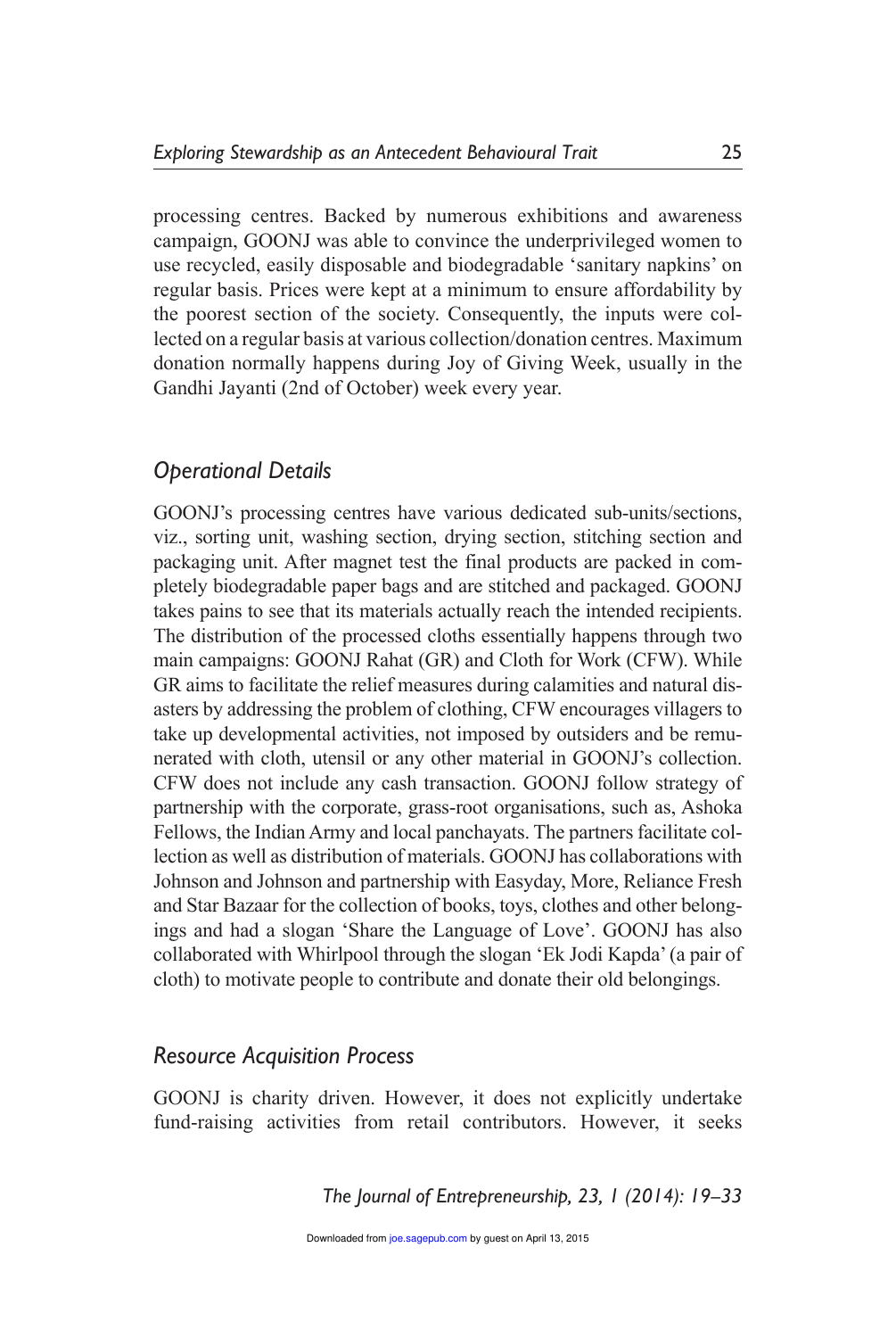processing centres. Backed by numerous exhibitions and awareness campaign, GOONJ was able to convince the underprivileged women to use recycled, easily disposable and biodegradable 'sanitary napkins' on regular basis. Prices were kept at a minimum to ensure affordability by the poorest section of the society. Consequently, the inputs were collected on a regular basis at various collection/donation centres. Maximum donation normally happens during Joy of Giving Week, usually in the Gandhi Jayanti (2nd of October) week every year.

## *Operational Details*

GOONJ's processing centres have various dedicated sub-units/sections, viz., sorting unit, washing section, drying section, stitching section and packaging unit. After magnet test the final products are packed in completely biodegradable paper bags and are stitched and packaged. GOONJ takes pains to see that its materials actually reach the intended recipients. The distribution of the processed cloths essentially happens through two main campaigns: GOONJ Rahat (GR) and Cloth for Work (CFW). While GR aims to facilitate the relief measures during calamities and natural disasters by addressing the problem of clothing, CFW encourages villagers to take up developmental activities, not imposed by outsiders and be remunerated with cloth, utensil or any other material in GOONJ's collection. CFW does not include any cash transaction. GOONJ follow strategy of partnership with the corporate, grass-root organisations, such as, Ashoka Fellows, the Indian Army and local panchayats. The partners facilitate collection as well as distribution of materials. GOONJ has collaborations with Johnson and Johnson and partnership with Easyday, More, Reliance Fresh and Star Bazaar for the collection of books, toys, clothes and other belongings and had a slogan 'Share the Language of Love'. GOONJ has also collaborated with Whirlpool through the slogan 'Ek Jodi Kapda' (a pair of cloth) to motivate people to contribute and donate their old belongings.

## *Resource Acquisition Process*

GOONJ is charity driven. However, it does not explicitly undertake fund-raising activities from retail contributors. However, it seeks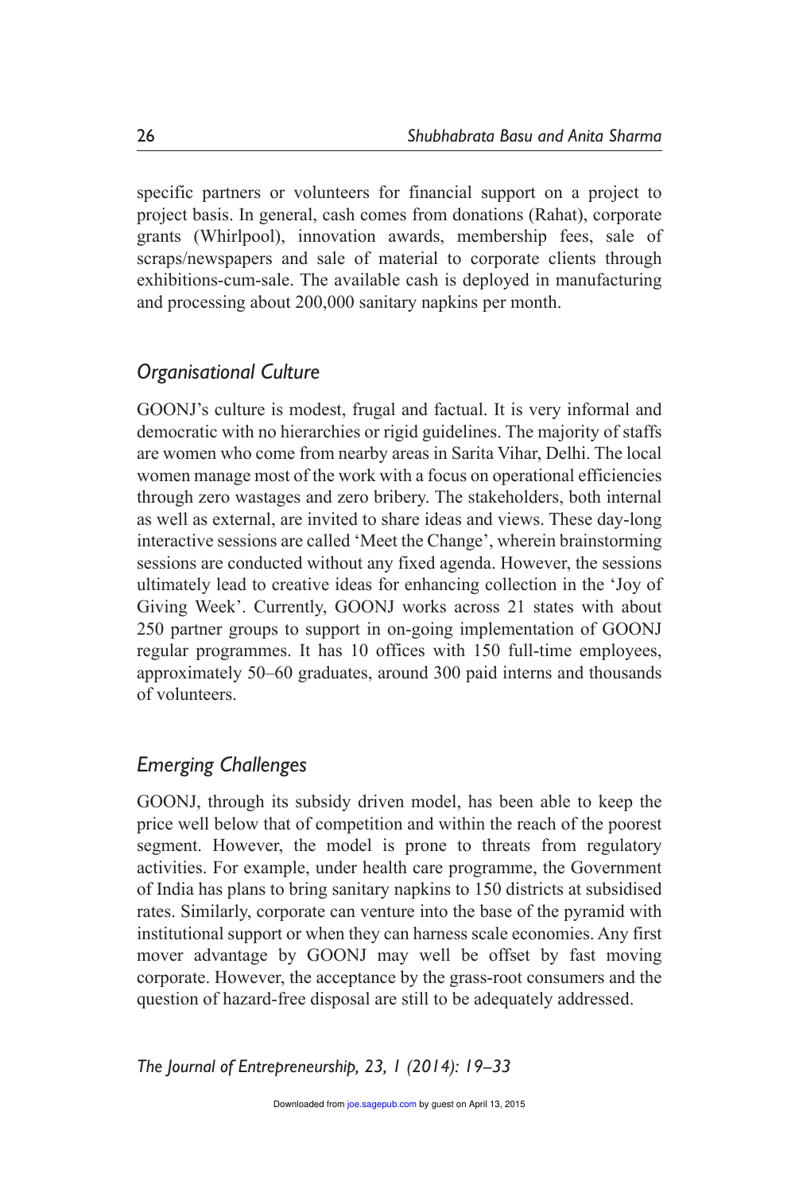specific partners or volunteers for financial support on a project to project basis. In general, cash comes from donations (Rahat), corporate grants (Whirlpool), innovation awards, membership fees, sale of scraps/newspapers and sale of material to corporate clients through exhibitions-cum-sale. The available cash is deployed in manufacturing and processing about 200,000 sanitary napkins per month.

### *Organisational Culture*

GOONJ's culture is modest, frugal and factual. It is very informal and democratic with no hierarchies or rigid guidelines. The majority of staffs are women who come from nearby areas in Sarita Vihar, Delhi. The local women manage most of the work with a focus on operational efficiencies through zero wastages and zero bribery. The stakeholders, both internal as well as external, are invited to share ideas and views. These day-long interactive sessions are called 'Meet the Change', wherein brainstorming sessions are conducted without any fixed agenda. However, the sessions ultimately lead to creative ideas for enhancing collection in the 'Joy of Giving Week'. Currently, GOONJ works across 21 states with about 250 partner groups to support in on-going implementation of GOONJ regular programmes. It has 10 offices with 150 full-time employees, approximately 50–60 graduates, around 300 paid interns and thousands of volunteers.

### *Emerging Challenges*

GOONJ, through its subsidy driven model, has been able to keep the price well below that of competition and within the reach of the poorest segment. However, the model is prone to threats from regulatory activities. For example, under health care programme, the Government of India has plans to bring sanitary napkins to 150 districts at subsidised rates. Similarly, corporate can venture into the base of the pyramid with institutional support or when they can harness scale economies. Any first mover advantage by GOONJ may well be offset by fast moving corporate. However, the acceptance by the grass-root consumers and the question of hazard-free disposal are still to be adequately addressed.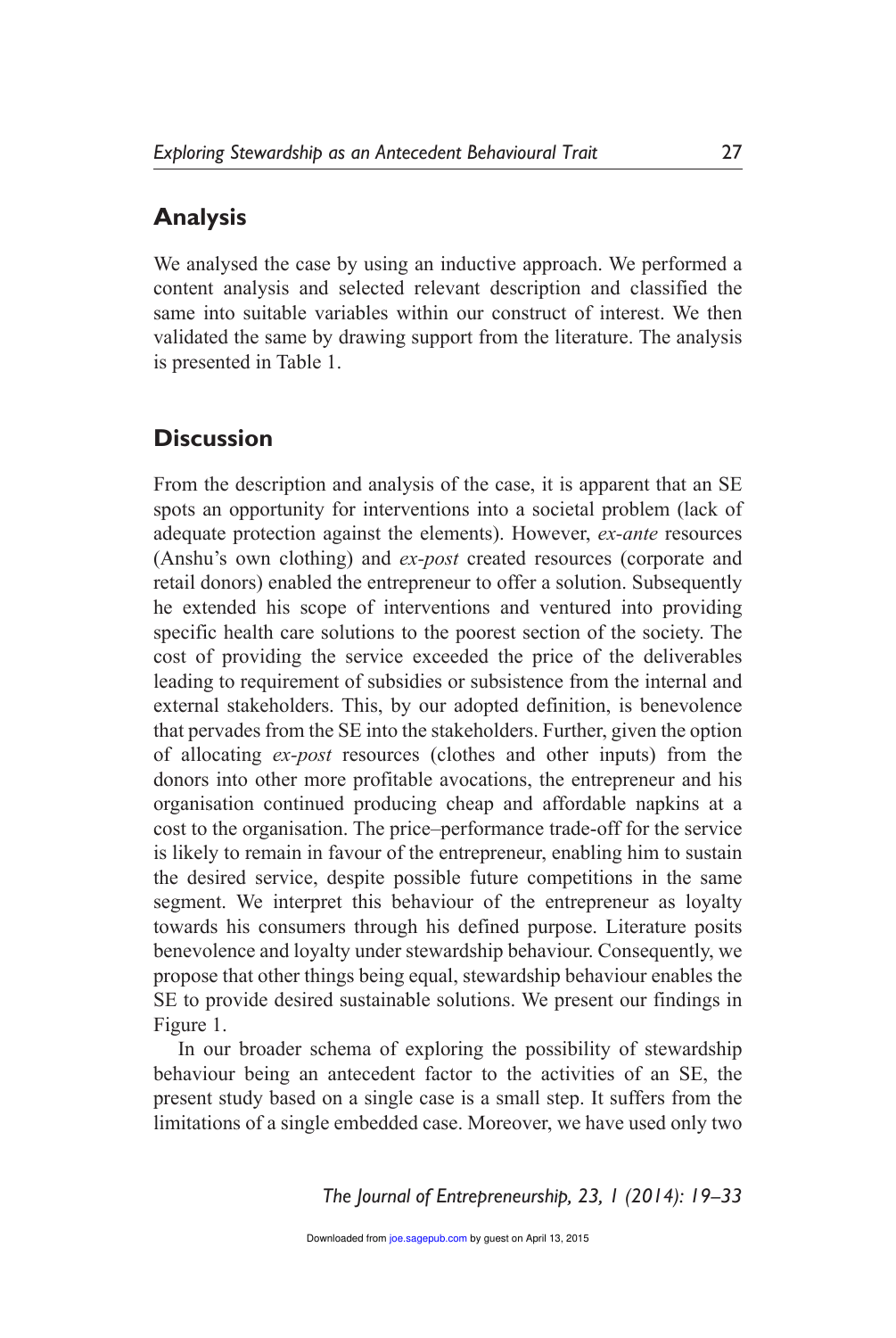## Analysis

We analysed the case by using an inductive approach. We performed a content analysis and selected relevant description and classified the same into suitable variables within our construct of interest. We then validated the same by drawing support from the literature. The analysis is presented in Table 1.

## Discussion

From the description and analysis of the case, it is apparent that an SE spots an opportunity for interventions into a societal problem (lack of adequate protection against the elements). However, *ex-ante* resources (Anshu's own clothing) and *ex-post* created resources (corporate and retail donors) enabled the entrepreneur to offer a solution. Subsequently he extended his scope of interventions and ventured into providing specific health care solutions to the poorest section of the society. The cost of providing the service exceeded the price of the deliverables leading to requirement of subsidies or subsistence from the internal and external stakeholders. This, by our adopted definition, is benevolence that pervades from the SE into the stakeholders. Further, given the option of allocating *ex-post* resources (clothes and other inputs) from the donors into other more profitable avocations, the entrepreneur and his organisation continued producing cheap and affordable napkins at a cost to the organisation. The price–performance trade-off for the service is likely to remain in favour of the entrepreneur, enabling him to sustain the desired service, despite possible future competitions in the same segment. We interpret this behaviour of the entrepreneur as loyalty towards his consumers through his defined purpose. Literature posits benevolence and loyalty under stewardship behaviour. Consequently, we propose that other things being equal, stewardship behaviour enables the SE to provide desired sustainable solutions. We present our findings in Figure 1.

In our broader schema of exploring the possibility of stewardship behaviour being an antecedent factor to the activities of an SE, the present study based on a single case is a small step. It suffers from the limitations of a single embedded case. Moreover, we have used only two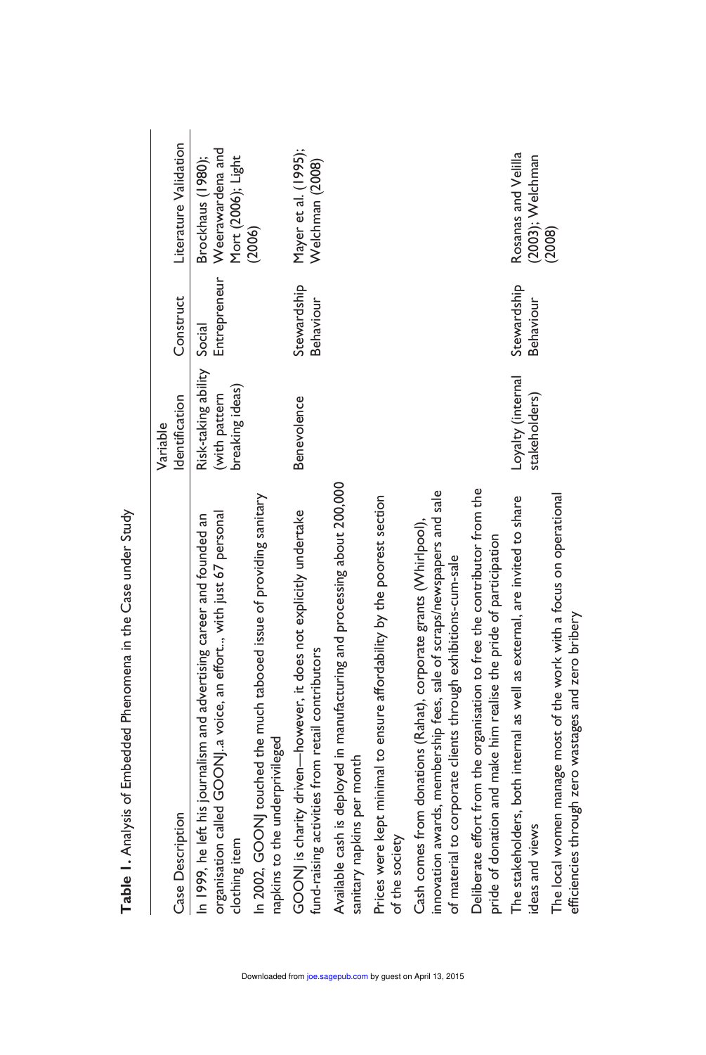**Table 1.** Analysis of Embedded Phenomena in the Case under Study

| Case Description | Variable Identification | Construct | Literature Validation |
|---|---|---|---|
| In 1999, he left his journalism and advertising career and founded an organisation called GOONJ..a voice, an effort..., with just 67 personal clothing item | Risk-taking ability (with pattern breaking ideas) | Social Entrepreneur | Brockhaus (1980); Weerawardena and Mort (2006); Light (2006) |
| In 2002, GOONJ touched the much tabooed issue of providing sanitary napkins to the underprivileged | | | |
| GOONJ is charity driven—however, it does not explicitly undertake fund-raising activities from retail contributors | Benevolence | Stewardship Behaviour | Mayer et al. (1995); Welchman (2008) |
| Available cash is deployed in manufacturing and processing about 200,000 sanitary napkins per month | | | |
| Prices were kept minimal to ensure affordability by the poorest section of the society | | | |
| Cash comes from donations (Rahat), corporate grants (Whirlpool), innovation awards, membership fees, sale of scraps/newspapers and sale of material to corporate clients through exhibitions-cum-sale | | | |
| Deliberate effort from the organisation to free the contributor from the pride of donation and make him realise the pride of participation | | | |
| The stakeholders, both internal as well as external, are invited to share ideas and views | Loyalty (internal stakeholders) | Stewardship Behaviour | Rosanas and Velilla (2003); Welchman (2008) |
| The local women manage most of the work with a focus on operational efficiencies through zero wastages and zero bribery | | | |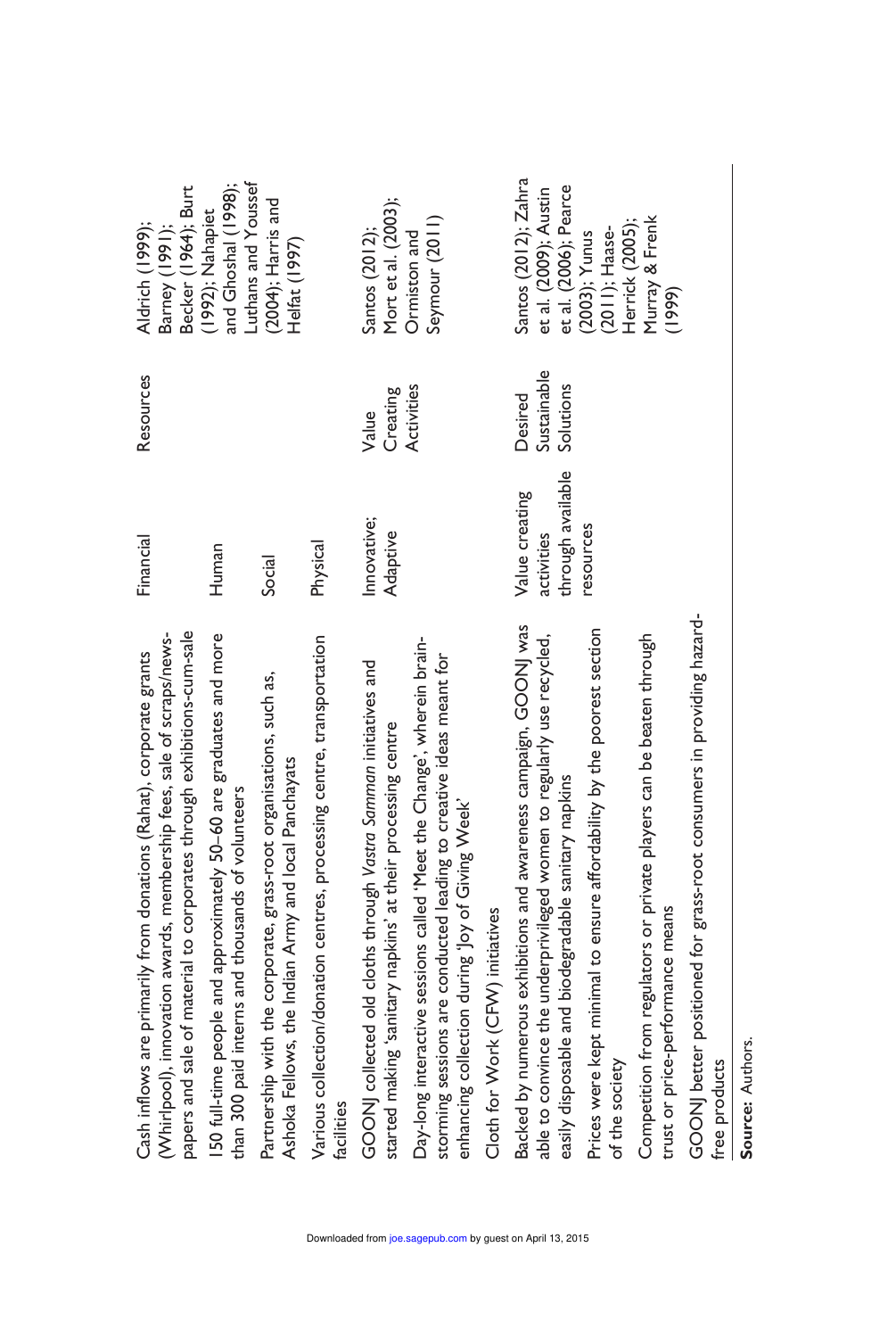| | | | |
|---|---|---|---|
| Cash inflows are primarily from donations (Rahat), corporate grants (Whirlpool), innovation awards, membership fees, sale of scraps/newspapers and sale of material to corporates through exhibitions-cum-sale | Financial | Resources | Aldrich (1999); Barney (1991); Becker (1964); Burt (1992); Nahapiet and Ghoshal (1998); Luthans and Youssef (2004); Harris and Helfat (1997) |
| 150 full-time people and approximately 50–60 are graduates and more than 300 paid interns and thousands of volunteers | Human | | |
| Partnership with the corporate, grass-root organisations, such as, Ashoka Fellows, the Indian Army and local Panchayats | Social | | |
| Various collection/donation centres, processing centre, transportation facilities | Physical | | |
| GOONJ collected old cloths through *Vastra Samman* initiatives and started making 'sanitary napkins' at their processing centre | Innovative; Adaptive | Value Creating Activities | Santos (2012); Mort et al. (2003); Ormiston and Seymour (2011) |
| Day-long interactive sessions called 'Meet the Change', wherein brain-storming sessions are conducted leading to creative ideas meant for enhancing collection during 'Joy of Giving Week' | | | |
| Cloth for Work (CFW) initiatives | | | |
| Backed by numerous exhibitions and awareness campaign, GOONJ was able to convince the underprivileged women to regularly use recycled, easily disposable and biodegradable sanitary napkins | Value creating activities through available resources | Desired Sustainable Solutions | Santos (2012); Zahra et al. (2009); Austin et al. (2006); Pearce (2003); Yunus (2011); Haase-Herrick (2005); Murray & Frenk (1999) |
| Prices were kept minimal to ensure affordability by the poorest section of the society | | | |
| Competition from regulators or private players can be beaten through trust or price-performance means | | | |
| GOONJ better positioned for grass-root consumers in providing hazard-free products | | | |

**Source:** Authors.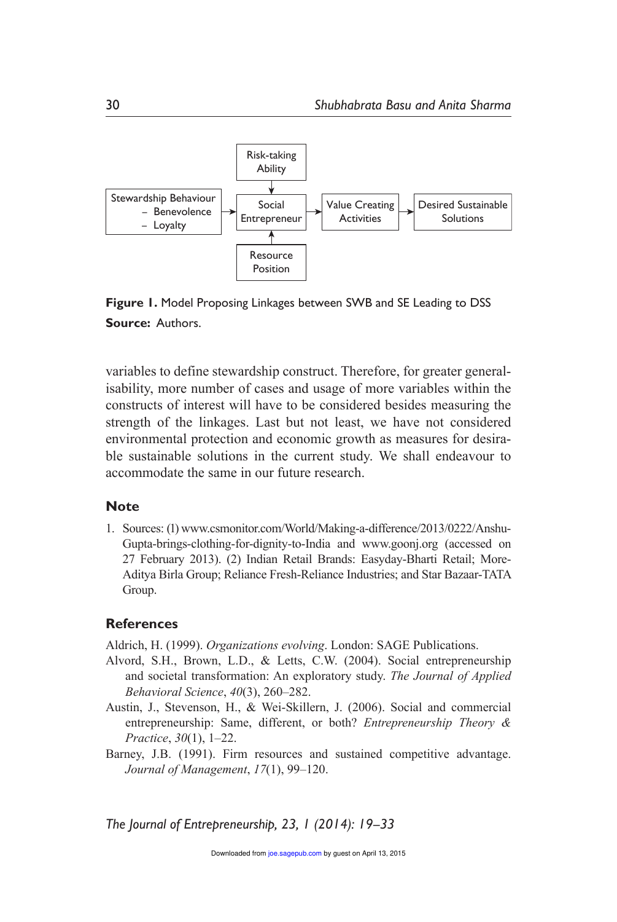Figure 1. Model Proposing Linkages between SWB and SE Leading to DSS

**Source:** Authors.

variables to define stewardship construct. Therefore, for greater generalisability, more number of cases and usage of more variables within the constructs of interest will have to be considered besides measuring the strength of the linkages. Last but not least, we have not considered environmental protection and economic growth as measures for desirable sustainable solutions in the current study. We shall endeavour to accommodate the same in our future research.

## Note

1. Sources: (1) www.csmonitor.com/World/Making-a-difference/2013/0222/Anshu-Gupta-brings-clothing-for-dignity-to-India and www.goonj.org (accessed on 27 February 2013). (2) Indian Retail Brands: Easyday-Bharti Retail; More-Aditya Birla Group; Reliance Fresh-Reliance Industries; and Star Bazaar-TATA Group.

## References

Aldrich, H. (1999). *Organizations evolving*. London: SAGE Publications.

Alvord, S.H., Brown, L.D., & Letts, C.W. (2004). Social entrepreneurship and societal transformation: An exploratory study. *The Journal of Applied Behavioral Science*, *40*(3), 260–282.

Austin, J., Stevenson, H., & Wei-Skillern, J. (2006). Social and commercial entrepreneurship: Same, different, or both? *Entrepreneurship Theory & Practice*, *30*(1), 1–22.

Barney, J.B. (1991). Firm resources and sustained competitive advantage. *Journal of Management*, *17*(1), 99–120.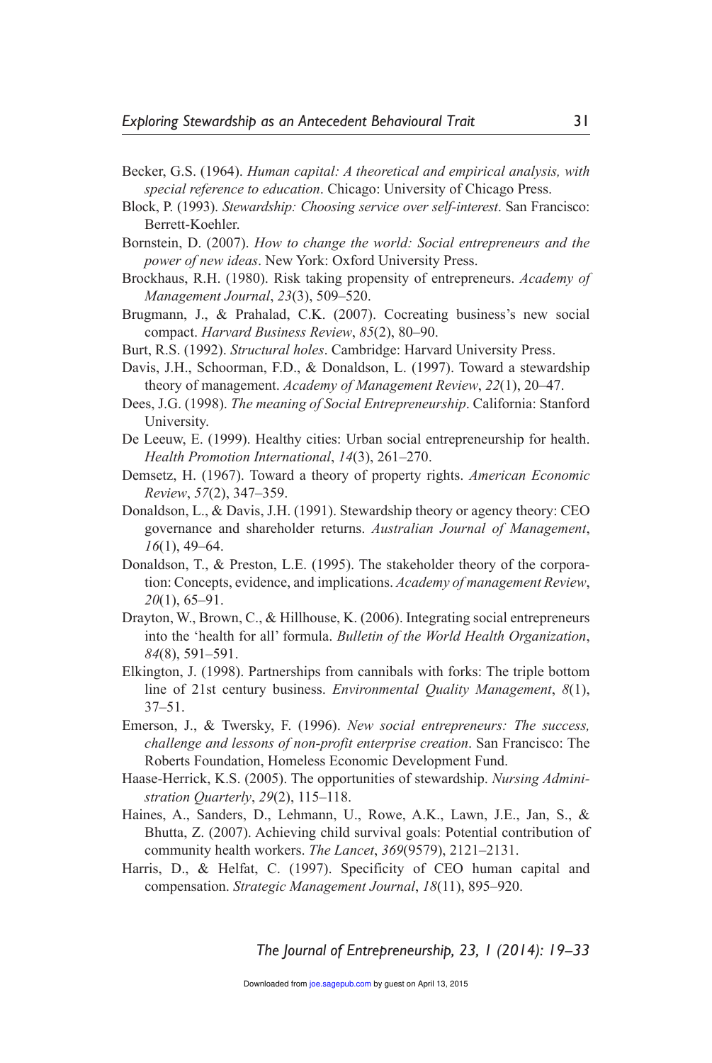Becker, G.S. (1964). *Human capital: A theoretical and empirical analysis, with special reference to education*. Chicago: University of Chicago Press.

Block, P. (1993). *Stewardship: Choosing service over self-interest*. San Francisco: Berrett-Koehler.

Bornstein, D. (2007). *How to change the world: Social entrepreneurs and the power of new ideas*. New York: Oxford University Press.

Brockhaus, R.H. (1980). Risk taking propensity of entrepreneurs. *Academy of Management Journal*, *23*(3), 509–520.

Brugmann, J., & Prahalad, C.K. (2007). Cocreating business's new social compact. *Harvard Business Review*, *85*(2), 80–90.

Burt, R.S. (1992). *Structural holes*. Cambridge: Harvard University Press.

Davis, J.H., Schoorman, F.D., & Donaldson, L. (1997). Toward a stewardship theory of management. *Academy of Management Review*, *22*(1), 20–47.

Dees, J.G. (1998). *The meaning of Social Entrepreneurship*. California: Stanford University.

De Leeuw, E. (1999). Healthy cities: Urban social entrepreneurship for health. *Health Promotion International*, *14*(3), 261–270.

Demsetz, H. (1967). Toward a theory of property rights. *American Economic Review*, *57*(2), 347–359.

Donaldson, L., & Davis, J.H. (1991). Stewardship theory or agency theory: CEO governance and shareholder returns. *Australian Journal of Management*, *16*(1), 49–64.

Donaldson, T., & Preston, L.E. (1995). The stakeholder theory of the corporation: Concepts, evidence, and implications. *Academy of management Review*, *20*(1), 65–91.

Drayton, W., Brown, C., & Hillhouse, K. (2006). Integrating social entrepreneurs into the 'health for all' formula. *Bulletin of the World Health Organization*, *84*(8), 591–591.

Elkington, J. (1998). Partnerships from cannibals with forks: The triple bottom line of 21st century business. *Environmental Quality Management*, *8*(1), 37–51.

Emerson, J., & Twersky, F. (1996). *New social entrepreneurs: The success, challenge and lessons of non-profit enterprise creation*. San Francisco: The Roberts Foundation, Homeless Economic Development Fund.

Haase-Herrick, K.S. (2005). The opportunities of stewardship. *Nursing Administration Quarterly*, *29*(2), 115–118.

Haines, A., Sanders, D., Lehmann, U., Rowe, A.K., Lawn, J.E., Jan, S., & Bhutta, Z. (2007). Achieving child survival goals: Potential contribution of community health workers. *The Lancet*, *369*(9579), 2121–2131.

Harris, D., & Helfat, C. (1997). Specificity of CEO human capital and compensation. *Strategic Management Journal*, *18*(11), 895–920.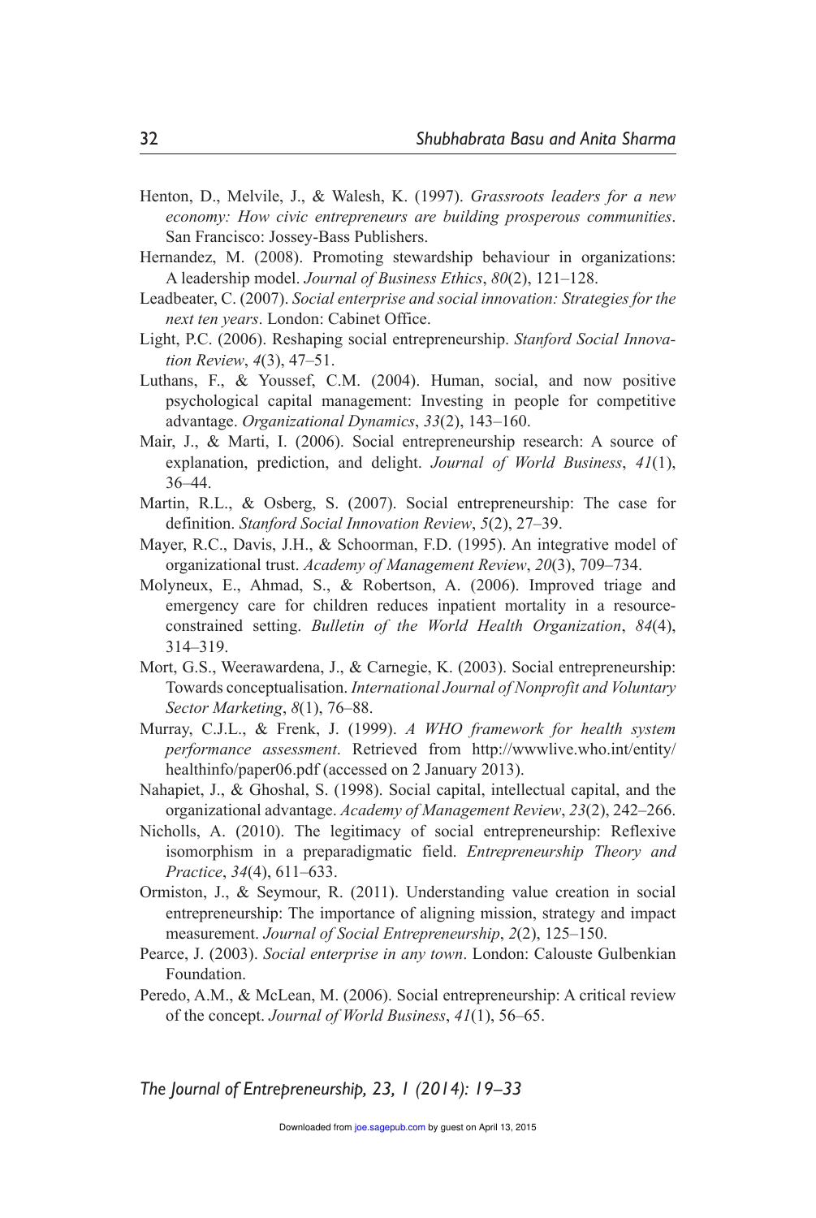Henton, D., Melvile, J., & Walesh, K. (1997). *Grassroots leaders for a new economy: How civic entrepreneurs are building prosperous communities*. San Francisco: Jossey-Bass Publishers.

Hernandez, M. (2008). Promoting stewardship behaviour in organizations: A leadership model. *Journal of Business Ethics*, *80*(2), 121–128.

Leadbeater, C. (2007). *Social enterprise and social innovation: Strategies for the next ten years*. London: Cabinet Office.

Light, P.C. (2006). Reshaping social entrepreneurship. *Stanford Social Innovation Review*, *4*(3), 47–51.

Luthans, F., & Youssef, C.M. (2004). Human, social, and now positive psychological capital management: Investing in people for competitive advantage. *Organizational Dynamics*, *33*(2), 143–160.

Mair, J., & Marti, I. (2006). Social entrepreneurship research: A source of explanation, prediction, and delight. *Journal of World Business*, *41*(1), 36–44.

Martin, R.L., & Osberg, S. (2007). Social entrepreneurship: The case for definition. *Stanford Social Innovation Review*, *5*(2), 27–39.

Mayer, R.C., Davis, J.H., & Schoorman, F.D. (1995). An integrative model of organizational trust. *Academy of Management Review*, *20*(3), 709–734.

Molyneux, E., Ahmad, S., & Robertson, A. (2006). Improved triage and emergency care for children reduces inpatient mortality in a resource-constrained setting. *Bulletin of the World Health Organization*, *84*(4), 314–319.

Mort, G.S., Weerawardena, J., & Carnegie, K. (2003). Social entrepreneurship: Towards conceptualisation. *International Journal of Nonprofit and Voluntary Sector Marketing*, *8*(1), 76–88.

Murray, C.J.L., & Frenk, J. (1999). *A WHO framework for health system performance assessment*. Retrieved from http://wwwlive.who.int/entity/healthinfo/paper06.pdf (accessed on 2 January 2013).

Nahapiet, J., & Ghoshal, S. (1998). Social capital, intellectual capital, and the organizational advantage. *Academy of Management Review*, *23*(2), 242–266.

Nicholls, A. (2010). The legitimacy of social entrepreneurship: Reflexive isomorphism in a preparadigmatic field. *Entrepreneurship Theory and Practice*, *34*(4), 611–633.

Ormiston, J., & Seymour, R. (2011). Understanding value creation in social entrepreneurship: The importance of aligning mission, strategy and impact measurement. *Journal of Social Entrepreneurship*, *2*(2), 125–150.

Pearce, J. (2003). *Social enterprise in any town*. London: Calouste Gulbenkian Foundation.

Peredo, A.M., & McLean, M. (2006). Social entrepreneurship: A critical review of the concept. *Journal of World Business*, *41*(1), 56–65.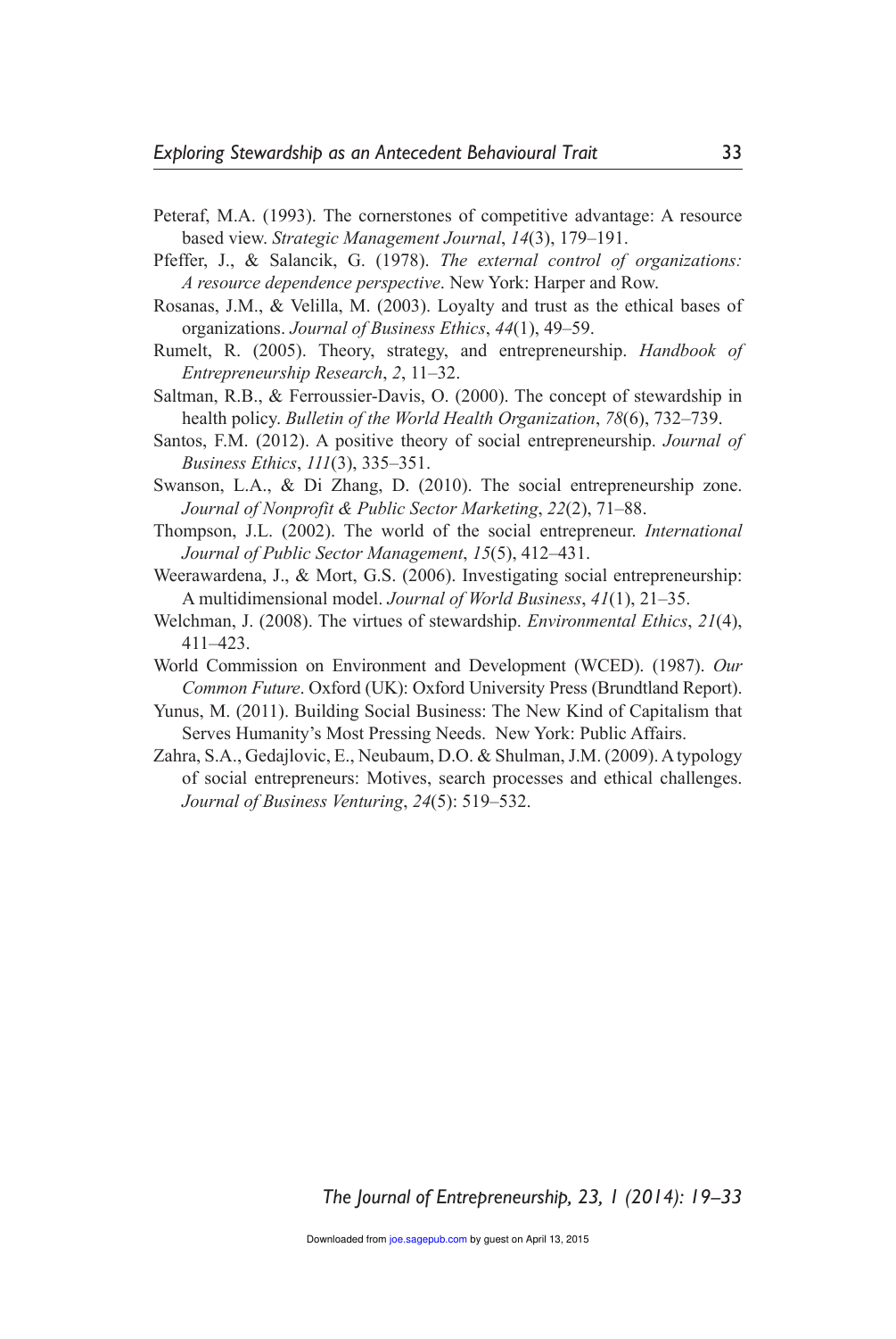Peteraf, M.A. (1993). The cornerstones of competitive advantage: A resource based view. *Strategic Management Journal*, *14*(3), 179–191.

Pfeffer, J., & Salancik, G. (1978). *The external control of organizations: A resource dependence perspective*. New York: Harper and Row.

Rosanas, J.M., & Velilla, M. (2003). Loyalty and trust as the ethical bases of organizations. *Journal of Business Ethics*, *44*(1), 49–59.

Rumelt, R. (2005). Theory, strategy, and entrepreneurship. *Handbook of Entrepreneurship Research*, *2*, 11–32.

Saltman, R.B., & Ferroussier-Davis, O. (2000). The concept of stewardship in health policy. *Bulletin of the World Health Organization*, *78*(6), 732–739.

Santos, F.M. (2012). A positive theory of social entrepreneurship. *Journal of Business Ethics*, *111*(3), 335–351.

Swanson, L.A., & Di Zhang, D. (2010). The social entrepreneurship zone. *Journal of Nonprofit & Public Sector Marketing*, *22*(2), 71–88.

Thompson, J.L. (2002). The world of the social entrepreneur. *International Journal of Public Sector Management*, *15*(5), 412–431.

Weerawardena, J., & Mort, G.S. (2006). Investigating social entrepreneurship: A multidimensional model. *Journal of World Business*, *41*(1), 21–35.

Welchman, J. (2008). The virtues of stewardship. *Environmental Ethics*, *21*(4), 411–423.

World Commission on Environment and Development (WCED). (1987). *Our Common Future*. Oxford (UK): Oxford University Press (Brundtland Report).

Yunus, M. (2011). Building Social Business: The New Kind of Capitalism that Serves Humanity's Most Pressing Needs. New York: Public Affairs.

Zahra, S.A., Gedajlovic, E., Neubaum, D.O. & Shulman, J.M. (2009). A typology of social entrepreneurs: Motives, search processes and ethical challenges. *Journal of Business Venturing*, *24*(5): 519–532.